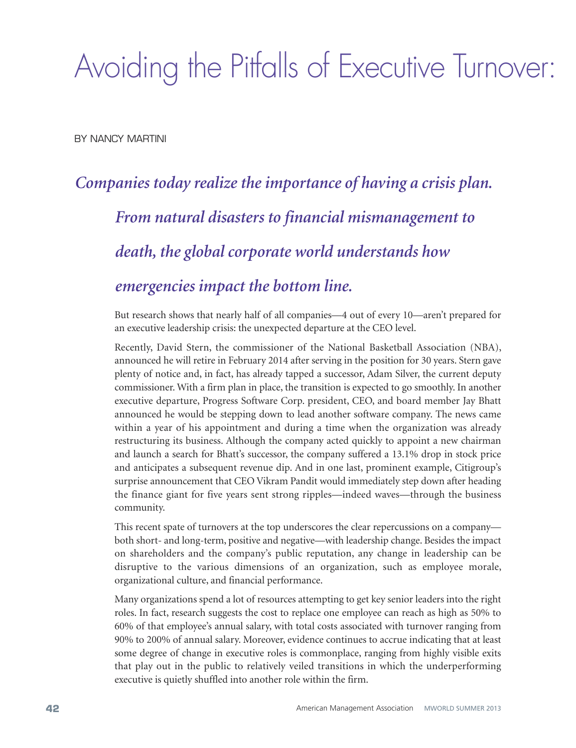# Avoiding the Pitfalls of Executive Turnover:

BY NANCY MARTINI

***Companies today realize the importance of having a crisis plan. From natural disasters to financial mismanagement to death, the global corporate world understands how emergencies impact the bottom line.***

But research shows that nearly half of all companies—4 out of every 10—aren't prepared for an executive leadership crisis: the unexpected departure at the CEO level.

Recently, David Stern, the commissioner of the National Basketball Association (NBA), announced he will retire in February 2014 after serving in the position for 30 years. Stern gave plenty of notice and, in fact, has already tapped a successor, Adam Silver, the current deputy commissioner. With a firm plan in place, the transition is expected to go smoothly. In another executive departure, Progress Software Corp. president, CEO, and board member Jay Bhatt announced he would be stepping down to lead another software company. The news came within a year of his appointment and during a time when the organization was already restructuring its business. Although the company acted quickly to appoint a new chairman and launch a search for Bhatt's successor, the company suffered a 13.1% drop in stock price and anticipates a subsequent revenue dip. And in one last, prominent example, Citigroup's surprise announcement that CEO Vikram Pandit would immediately step down after heading the finance giant for five years sent strong ripples—indeed waves—through the business community.

This recent spate of turnovers at the top underscores the clear repercussions on a company—both short- and long-term, positive and negative—with leadership change. Besides the impact on shareholders and the company's public reputation, any change in leadership can be disruptive to the various dimensions of an organization, such as employee morale, organizational culture, and financial performance.

Many organizations spend a lot of resources attempting to get key senior leaders into the right roles. In fact, research suggests the cost to replace one employee can reach as high as 50% to 60% of that employee's annual salary, with total costs associated with turnover ranging from 90% to 200% of annual salary. Moreover, evidence continues to accrue indicating that at least some degree of change in executive roles is commonplace, ranging from highly visible exits that play out in the public to relatively veiled transitions in which the underperforming executive is quietly shuffled into another role within the firm.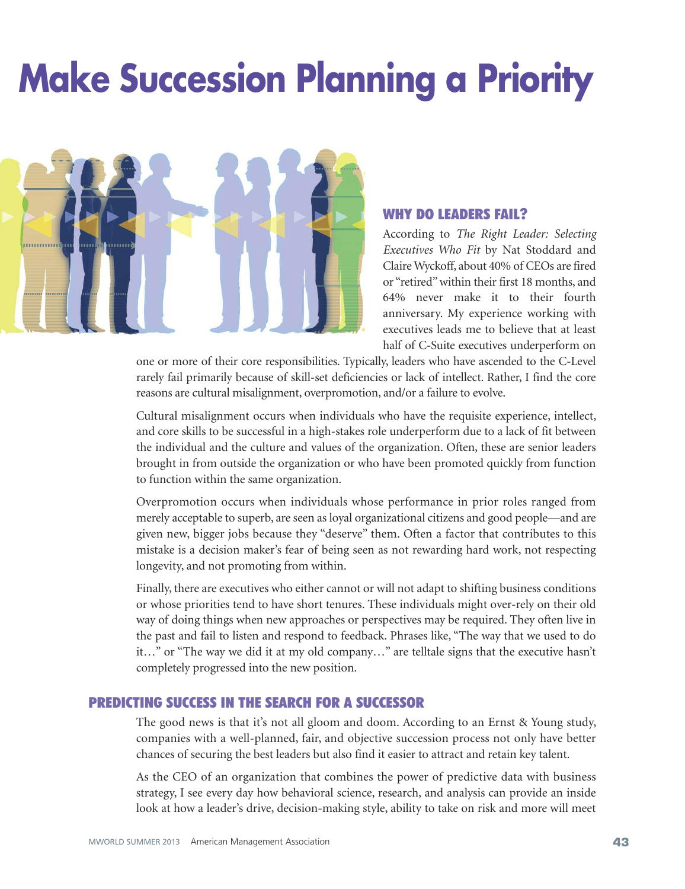# Make Succession Planning a Priority

## WHY DO LEADERS FAIL?

According to *The Right Leader: Selecting Executives Who Fit* by Nat Stoddard and Claire Wyckoff, about 40% of CEOs are fired or "retired" within their first 18 months, and 64% never make it to their fourth anniversary. My experience working with executives leads me to believe that at least half of C-Suite executives underperform on one or more of their core responsibilities. Typically, leaders who have ascended to the C-Level rarely fail primarily because of skill-set deficiencies or lack of intellect. Rather, I find the core reasons are cultural misalignment, overpromotion, and/or a failure to evolve.

Cultural misalignment occurs when individuals who have the requisite experience, intellect, and core skills to be successful in a high-stakes role underperform due to a lack of fit between the individual and the culture and values of the organization. Often, these are senior leaders brought in from outside the organization or who have been promoted quickly from function to function within the same organization.

Overpromotion occurs when individuals whose performance in prior roles ranged from merely acceptable to superb, are seen as loyal organizational citizens and good people—and are given new, bigger jobs because they "deserve" them. Often a factor that contributes to this mistake is a decision maker's fear of being seen as not rewarding hard work, not respecting longevity, and not promoting from within.

Finally, there are executives who either cannot or will not adapt to shifting business conditions or whose priorities tend to have short tenures. These individuals might over-rely on their old way of doing things when new approaches or perspectives may be required. They often live in the past and fail to listen and respond to feedback. Phrases like, "The way that we used to do it…" or "The way we did it at my old company…" are telltale signs that the executive hasn't completely progressed into the new position.

## PREDICTING SUCCESS IN THE SEARCH FOR A SUCCESSOR

The good news is that it's not all gloom and doom. According to an Ernst & Young study, companies with a well-planned, fair, and objective succession process not only have better chances of securing the best leaders but also find it easier to attract and retain key talent.

As the CEO of an organization that combines the power of predictive data with business strategy, I see every day how behavioral science, research, and analysis can provide an inside look at how a leader's drive, decision-making style, ability to take on risk and more will meet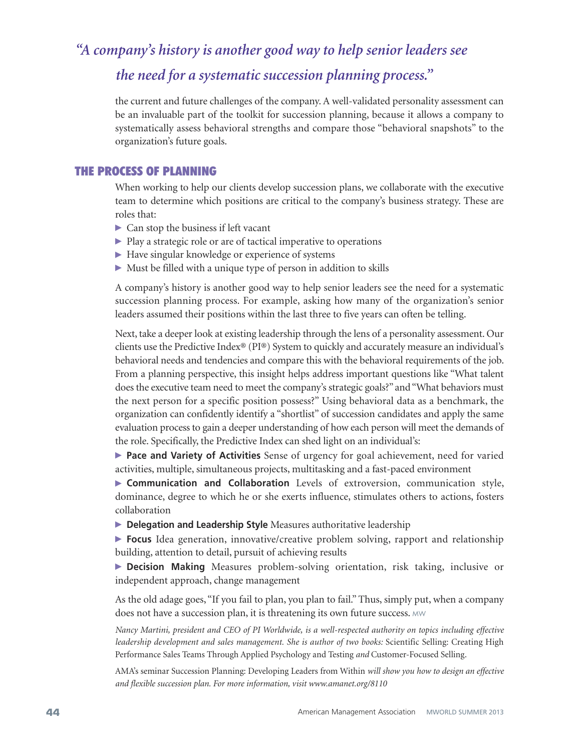*"A company's history is another good way to help senior leaders see the need for a systematic succession planning process."*

the current and future challenges of the company. A well-validated personality assessment can be an invaluable part of the toolkit for succession planning, because it allows a company to systematically assess behavioral strengths and compare those "behavioral snapshots" to the organization's future goals.

## THE PROCESS OF PLANNING

When working to help our clients develop succession plans, we collaborate with the executive team to determine which positions are critical to the company's business strategy. These are roles that:

- Can stop the business if left vacant
- Play a strategic role or are of tactical imperative to operations
- Have singular knowledge or experience of systems
- Must be filled with a unique type of person in addition to skills

A company's history is another good way to help senior leaders see the need for a systematic succession planning process. For example, asking how many of the organization's senior leaders assumed their positions within the last three to five years can often be telling.

Next, take a deeper look at existing leadership through the lens of a personality assessment. Our clients use the Predictive Index® (PI®) System to quickly and accurately measure an individual's behavioral needs and tendencies and compare this with the behavioral requirements of the job. From a planning perspective, this insight helps address important questions like "What talent does the executive team need to meet the company's strategic goals?" and "What behaviors must the next person for a specific position possess?" Using behavioral data as a benchmark, the organization can confidently identify a "shortlist" of succession candidates and apply the same evaluation process to gain a deeper understanding of how each person will meet the demands of the role. Specifically, the Predictive Index can shed light on an individual's:

- **Pace and Variety of Activities** Sense of urgency for goal achievement, need for varied activities, multiple, simultaneous projects, multitasking and a fast-paced environment
- **Communication and Collaboration** Levels of extroversion, communication style, dominance, degree to which he or she exerts influence, stimulates others to actions, fosters collaboration
- **Delegation and Leadership Style** Measures authoritative leadership
- **Focus** Idea generation, innovative/creative problem solving, rapport and relationship building, attention to detail, pursuit of achieving results
- **Decision Making** Measures problem-solving orientation, risk taking, inclusive or independent approach, change management

As the old adage goes, "If you fail to plan, you plan to fail." Thus, simply put, when a company does not have a succession plan, it is threatening its own future success. MW

*Nancy Martini, president and CEO of PI Worldwide, is a well-respected authority on topics including effective leadership development and sales management. She is author of two books:* Scientific Selling: Creating High Performance Sales Teams Through Applied Psychology and Testing *and* Customer-Focused Selling.

AMA's seminar Succession Planning: Developing Leaders from Within *will show you how to design an effective and flexible succession plan. For more information, visit www.amanet.org/8110*